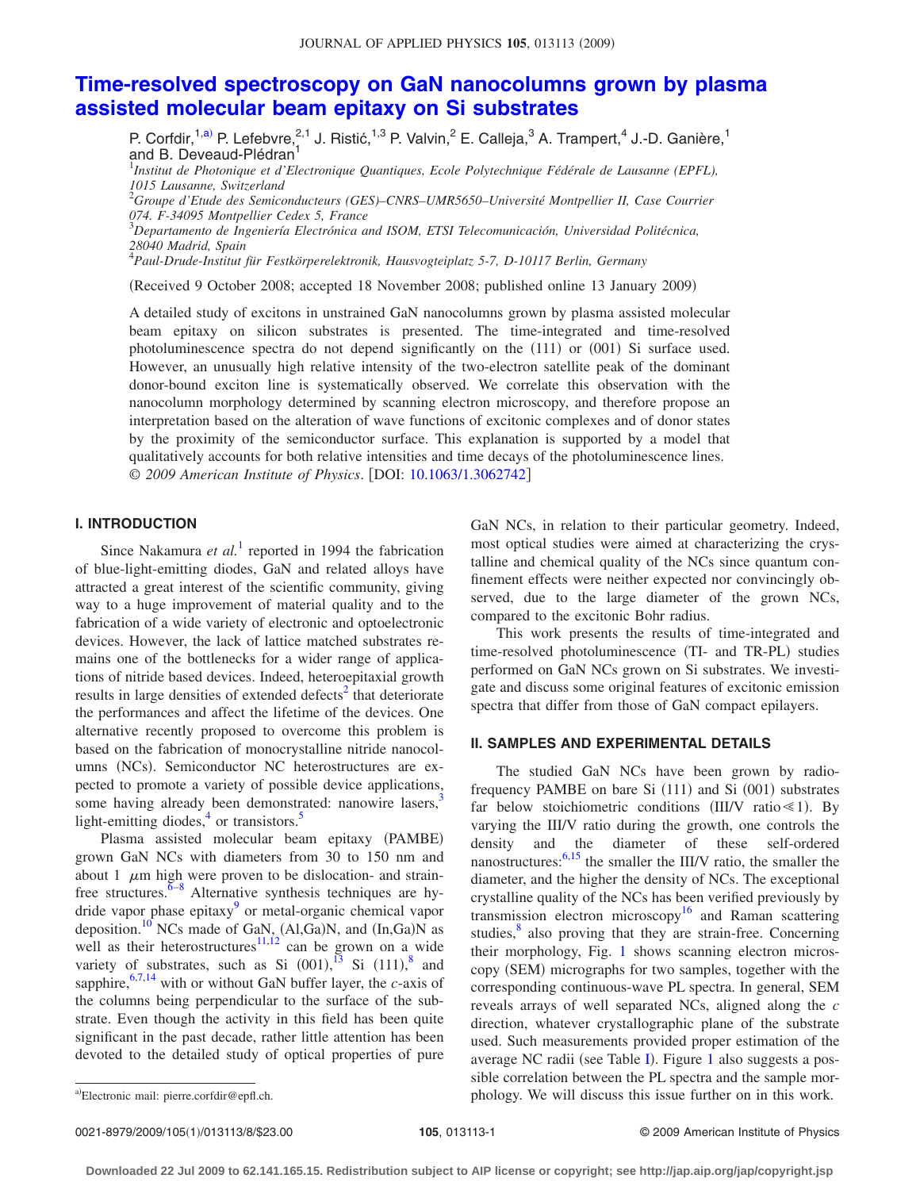# Time-resolved spectroscopy on GaN nanocolumns grown by plasma assisted molecular beam epitaxy on Si substrates

P. Corfdir,[1,a] P. Lefebvre,[2,1] J. Ristić,[1,3] P. Valvin,[2] E. Calleja,[3] A. Trampert,[4] J.-D. Ganière,[1] and B. Deveaud-Plédran[1]

[1]*Institut de Photonique et d'Electronique Quantiques, Ecole Polytechnique Fédérale de Lausanne (EPFL), 1015 Lausanne, Switzerland*
[2]*Groupe d'Etude des Semiconducteurs (GES)–CNRS–UMR5650–Université Montpellier II, Case Courrier 074. F-34095 Montpellier Cedex 5, France*
[3]*Departamento de Ingeniería Electrónica and ISOM, ETSI Telecomunicación, Universidad Politécnica, 28040 Madrid, Spain*
[4]*Paul-Drude-Institut für Festkörperelektronik, Hausvogteiplatz 5-7, D-10117 Berlin, Germany*

(Received 9 October 2008; accepted 18 November 2008; published online 13 January 2009)

A detailed study of excitons in unstrained GaN nanocolumns grown by plasma assisted molecular beam epitaxy on silicon substrates is presented. The time-integrated and time-resolved photoluminescence spectra do not depend significantly on the (111) or (001) Si surface used. However, an unusually high relative intensity of the two-electron satellite peak of the dominant donor-bound exciton line is systematically observed. We correlate this observation with the nanocolumn morphology determined by scanning electron microscopy, and therefore propose an interpretation based on the alteration of wave functions of excitonic complexes and of donor states by the proximity of the semiconductor surface. This explanation is supported by a model that qualitatively accounts for both relative intensities and time decays of the photoluminescence lines. © *2009 American Institute of Physics*. [DOI: 10.1063/1.3062742]

## I. INTRODUCTION

Since Nakamura *et al.*[1] reported in 1994 the fabrication of blue-light-emitting diodes, GaN and related alloys have attracted a great interest of the scientific community, giving way to a huge improvement of material quality and to the fabrication of a wide variety of electronic and optoelectronic devices. However, the lack of lattice matched substrates remains one of the bottlenecks for a wider range of applications of nitride based devices. Indeed, heteroepitaxial growth results in large densities of extended defects[2] that deteriorate the performances and affect the lifetime of the devices. One alternative recently proposed to overcome this problem is based on the fabrication of monocrystalline nitride nanocolumns (NCs). Semiconductor NC heterostructures are expected to promote a variety of possible device applications, some having already been demonstrated: nanowire lasers,[3] light-emitting diodes,[4] or transistors.[5]

Plasma assisted molecular beam epitaxy (PAMBE) grown GaN NCs with diameters from 30 to 150 nm and about 1 $\mu$m high were proven to be dislocation- and strain-free structures.[6–8] Alternative synthesis techniques are hydride vapor phase epitaxy[9] or metal-organic chemical vapor deposition.[10] NCs made of GaN, (Al,Ga)N, and (In,Ga)N as well as their heterostructures[11,12] can be grown on a wide variety of substrates, such as Si (001),[13] Si (111),[8] and sapphire,[6,7,14] with or without GaN buffer layer, the *c*-axis of the columns being perpendicular to the surface of the substrate. Even though the activity in this field has been quite significant in the past decade, rather little attention has been devoted to the detailed study of optical properties of pure GaN NCs, in relation to their particular geometry. Indeed, most optical studies were aimed at characterizing the crystalline and chemical quality of the NCs since quantum confinement effects were neither expected nor convincingly observed, due to the large diameter of the grown NCs, compared to the excitonic Bohr radius.

This work presents the results of time-integrated and time-resolved photoluminescence (TI- and TR-PL) studies performed on GaN NCs grown on Si substrates. We investigate and discuss some original features of excitonic emission spectra that differ from those of GaN compact epilayers.

## II. SAMPLES AND EXPERIMENTAL DETAILS

The studied GaN NCs have been grown by radio-frequency PAMBE on bare Si (111) and Si (001) substrates far below stoichiometric conditions (III/V ratio$\ll$1). By varying the III/V ratio during the growth, one controls the density and the diameter of these self-ordered nanostructures:[6,15] the smaller the III/V ratio, the smaller the diameter, and the higher the density of NCs. The exceptional crystalline quality of the NCs has been verified previously by transmission electron microscopy[16] and Raman scattering studies,[8] also proving that they are strain-free. Concerning their morphology, Fig. 1 shows scanning electron microscopy (SEM) micrographs for two samples, together with the corresponding continuous-wave PL spectra. In general, SEM reveals arrays of well separated NCs, aligned along the *c* direction, whatever crystallographic plane of the substrate used. Such measurements provided proper estimation of the average NC radii (see Table I). Figure 1 also suggests a possible correlation between the PL spectra and the sample morphology. We will discuss this issue further on in this work.

[a]Electronic mail: pierre.corfdir@epfl.ch.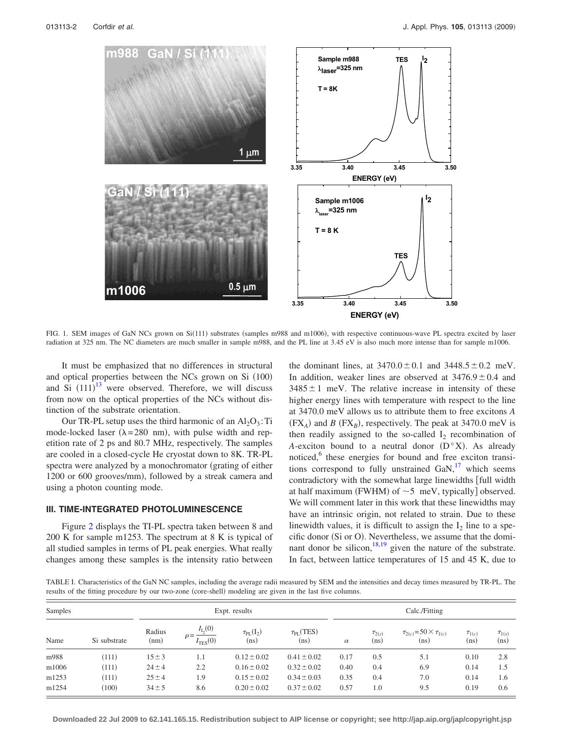FIG. 1. SEM images of GaN NCs grown on Si(111) substrates (samples m988 and m1006), with respective continuous-wave PL spectra excited by laser radiation at 325 nm. The NC diameters are much smaller in sample m988, and the PL line at 3.45 eV is also much more intense than for sample m1006.

It must be emphasized that no differences in structural and optical properties between the NCs grown on Si (100) and Si (111)[13] were observed. Therefore, we will discuss from now on the optical properties of the NCs without distinction of the substrate orientation.

Our TR-PL setup uses the third harmonic of an $Al_2O_3$:Ti mode-locked laser ($\lambda=280$ nm), with pulse width and repetition rate of 2 ps and 80.7 MHz, respectively. The samples are cooled in a closed-cycle He cryostat down to 8K. TR-PL spectra were analyzed by a monochromator (grating of either 1200 or 600 grooves/mm), followed by a streak camera and using a photon counting mode.

## III. TIME-INTEGRATED PHOTOLUMINESCENCE

Figure 2 displays the TI-PL spectra taken between 8 and 200 K for sample m1253. The spectrum at 8 K is typical of all studied samples in terms of PL peak energies. What really changes among these samples is the intensity ratio between the dominant lines, at $3470.0\pm0.1$ and $3448.5\pm0.2$ meV. In addition, weaker lines are observed at $3476.9\pm0.4$ and $3485\pm1$ meV. The relative increase in intensity of these higher energy lines with temperature with respect to the line at 3470.0 meV allows us to attribute them to free excitons *A* ($FX_A$) and *B* ($FX_B$), respectively. The peak at 3470.0 meV is then readily assigned to the so-called $I_2$ recombination of *A*-exciton bound to a neutral donor ($D^\circ X$). As already noticed,[6] these energies for bound and free exciton transitions correspond to fully unstrained GaN,[17] which seems contradictory with the somewhat large linewidths [full width at half maximum (FWHM) of $\sim$5 meV, typically] observed. We will comment later in this work that these linewidths may have an intrinsic origin, not related to strain. Due to these linewidth values, it is difficult to assign the $I_2$ line to a specific donor (Si or O). Nevertheless, we assume that the dominant donor be silicon,[18,19] given the nature of the substrate. In fact, between lattice temperatures of 15 and 45 K, due to

TABLE I. Characteristics of the GaN NC samples, including the average radii measured by SEM and the intensities and decay times measured by TR-PL. The results of the fitting procedure by our two-zone (core-shell) modeling are given in the last five columns.

| Samples | | Expt. results | | | | Calc./Fitting | | | | |
|---|---|---|---|---|---|---|---|---|---|---|
| Name | Si substrate | Radius (nm) | $\rho=\frac{I_{I_2}(0)}{I_{TES}(0)}$ | $\tau_{PL}(I_2)$ (ns) | $\tau_{PL}(TES)$ (ns) | $\alpha$ | $\tau_{2(s)}$ (ns) | $\tau_{2(c)}=50\times\tau_{1(c)}$ (ns) | $\tau_{1(c)}$ (ns) | $\tau_{1(s)}$ (ns) |
| m988 | (111) | $15\pm3$ | 1.1 | $0.12\pm0.02$ | $0.41\pm0.02$ | 0.17 | 0.5 | 5.1 | 0.10 | 2.8 |
| m1006 | (111) | $24\pm4$ | 2.2 | $0.16\pm0.02$ | $0.32\pm0.02$ | 0.40 | 0.4 | 6.9 | 0.14 | 1.5 |
| m1253 | (111) | $25\pm4$ | 1.9 | $0.15\pm0.02$ | $0.34\pm0.03$ | 0.35 | 0.4 | 7.0 | 0.14 | 1.6 |
| m1254 | (100) | $34\pm5$ | 8.6 | $0.20\pm0.02$ | $0.37\pm0.02$ | 0.57 | 1.0 | 9.5 | 0.19 | 0.6 |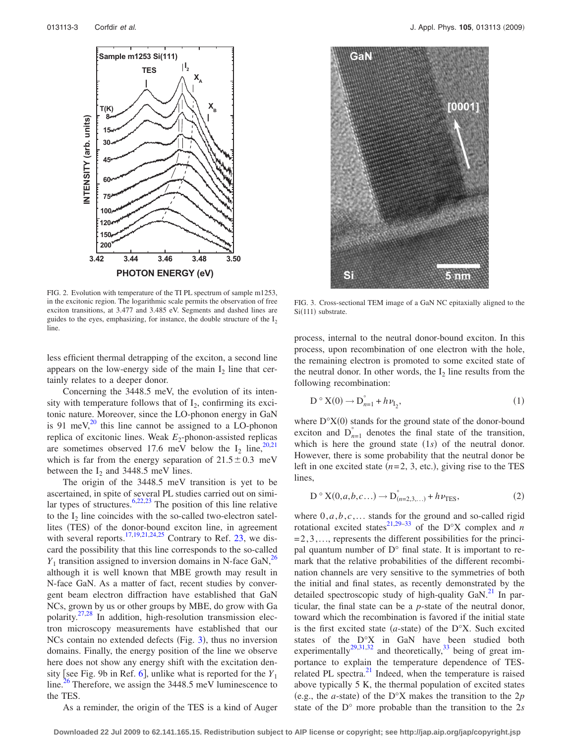FIG. 2. Evolution with temperature of the TI PL spectrum of sample m1253, in the excitonic region. The logarithmic scale permits the observation of free exciton transitions, at 3.477 and 3.485 eV. Segments and dashed lines are guides to the eyes, emphasizing, for instance, the double structure of the $I_2$ line.

FIG. 3. Cross-sectional TEM image of a GaN NC epitaxially aligned to the Si(111) substrate.

less efficient thermal detrapping of the exciton, a second line appears on the low-energy side of the main $I_2$ line that certainly relates to a deeper donor.

Concerning the 3448.5 meV, the evolution of its intensity with temperature follows that of $I_2$, confirming its excitonic nature. Moreover, since the LO-phonon energy in GaN is 91 meV,[20] this line cannot be assigned to a LO-phonon replica of excitonic lines. Weak $E_2$-phonon-assisted replicas are sometimes observed 17.6 meV below the $I_2$ line,[20,21] which is far from the energy separation of $21.5 \pm 0.3$ meV between the $I_2$ and 3448.5 meV lines.

The origin of the 3448.5 meV transition is yet to be ascertained, in spite of several PL studies carried out on similar types of structures.[6,22,23] The position of this line relative to the $I_2$ line coincides with the so-called two-electron satellites (TES) of the donor-bound exciton line, in agreement with several reports.[17,19,21,24,25] Contrary to Ref. 23, we discard the possibility that this line corresponds to the so-called $Y_1$ transition assigned to inversion domains in N-face GaN,[26] although it is well known that MBE growth may result in N-face GaN. As a matter of fact, recent studies by convergent beam electron diffraction have established that GaN NCs, grown by us or other groups by MBE, do grow with Ga polarity.[27,28] In addition, high-resolution transmission electron microscopy measurements have established that our NCs contain no extended defects (Fig. 3), thus no inversion domains. Finally, the energy position of the line we observe here does not show any energy shift with the excitation density [see Fig. 9b in Ref. 6], unlike what is reported for the $Y_1$ line.[26] Therefore, we assign the 3448.5 meV luminescence to the TES.

As a reminder, the origin of the TES is a kind of Auger process, internal to the neutral donor-bound exciton. In this process, upon recombination of one electron with the hole, the remaining electron is promoted to some excited state of the neutral donor. In other words, the $I_2$ line results from the following recombination:

$$D^\circ X(0) \rightarrow D^\circ_{n=1} + h\nu_{I_2}, \tag{1}$$

where $D^\circ X(0)$ stands for the ground state of the donor-bound exciton and $D^\circ_{n=1}$ denotes the final state of the transition, which is here the ground state $(1s)$ of the neutral donor. However, there is some probability that the neutral donor be left in one excited state $(n=2, 3, \text{etc.})$, giving rise to the TES lines,

$$D^\circ X(0,a,b,c\ldots) \rightarrow D^\circ_{(n=2,3,\ldots)} + h\nu_{\mathrm{TES}}, \tag{2}$$

where $0,a,b,c,\ldots$ stands for the ground and so-called rigid rotational excited states[21,29–33] of the $D^\circ X$ complex and $n=2,3,\ldots$, represents the different possibilities for the principal quantum number of $D^\circ$ final state. It is important to remark that the relative probabilities of the different recombination channels are very sensitive to the symmetries of both the initial and final states, as recently demonstrated by the detailed spectroscopic study of high-quality GaN.[21] In particular, the final state can be a $p$-state of the neutral donor, toward which the recombination is favored if the initial state is the first excited state ($a$-state) of the $D^\circ X$. Such excited states of the $D^\circ X$ in GaN have been studied both experimentally[29,31,32] and theoretically,[33] being of great importance to explain the temperature dependence of TES-related PL spectra.[21] Indeed, when the temperature is raised above typically 5 K, the thermal population of excited states (e.g., the $a$-state) of the $D^\circ X$ makes the transition to the $2p$ state of the $D^\circ$ more probable than the transition to the $2s$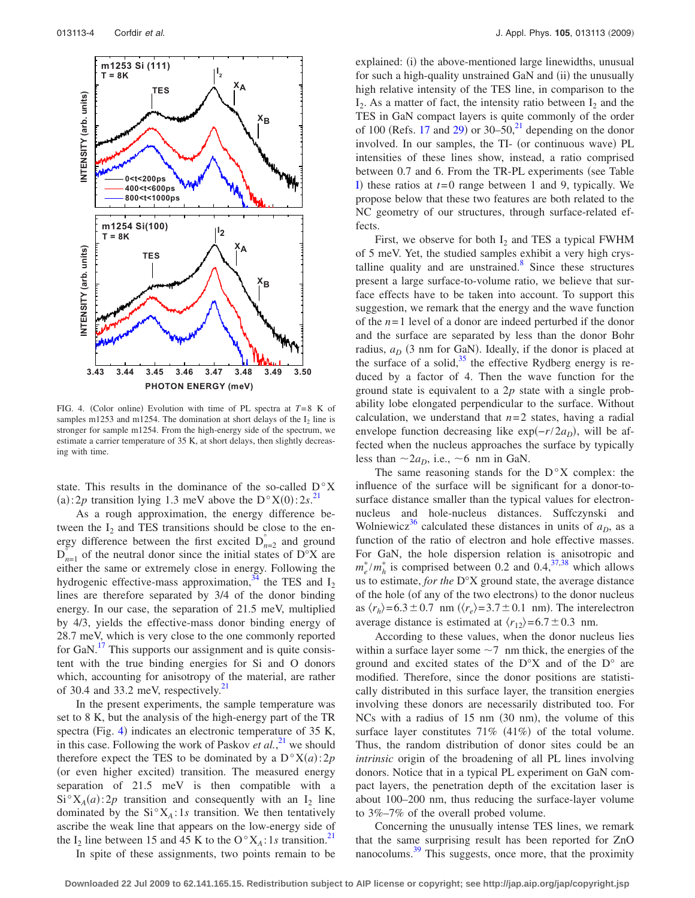FIG. 4. (Color online) Evolution with time of PL spectra at $T=8$ K of samples m1253 and m1254. The domination at short delays of the $I_2$ line is stronger for sample m1254. From the high-energy side of the spectrum, we estimate a carrier temperature of 35 K, at short delays, then slightly decreasing with time.

state. This results in the dominance of the so-called $D°X(a):2p$ transition lying 1.3 meV above the $D°X(0):2s$.[21]

As a rough approximation, the energy difference between the $I_2$ and TES transitions should be close to the energy difference between the first excited $D°_{n=2}$ and ground $D°_{n=1}$ of the neutral donor since the initial states of D°X are either the same or extremely close in energy. Following the hydrogenic effective-mass approximation,[34] the TES and $I_2$ lines are therefore separated by 3/4 of the donor binding energy. In our case, the separation of 21.5 meV, multiplied by 4/3, yields the effective-mass donor binding energy of 28.7 meV, which is very close to the one commonly reported for GaN.[17] This supports our assignment and is quite consistent with the true binding energies for Si and O donors which, accounting for anisotropy of the material, are rather of 30.4 and 33.2 meV, respectively.[21]

In the present experiments, the sample temperature was set to 8 K, but the analysis of the high-energy part of the TR spectra (Fig. 4) indicates an electronic temperature of 35 K, in this case. Following the work of Paskov *et al.*,[21] we should therefore expect the TES to be dominated by a $D°X(a):2p$ (or even higher excited) transition. The measured energy separation of 21.5 meV is then compatible with a $Si°X_A(a):2p$ transition and consequently with an $I_2$ line dominated by the $Si°X_A:1s$ transition. We then tentatively ascribe the weak line that appears on the low-energy side of the $I_2$ line between 15 and 45 K to the $O°X_A:1s$ transition.[21]

In spite of these assignments, two points remain to be explained: (i) the above-mentioned large linewidths, unusual for such a high-quality unstrained GaN and (ii) the unusually high relative intensity of the TES line, in comparison to the $I_2$. As a matter of fact, the intensity ratio between $I_2$ and the TES in GaN compact layers is quite commonly of the order of 100 (Refs. 17 and 29) or 30–50,[21] depending on the donor involved. In our samples, the TI- (or continuous wave) PL intensities of these lines show, instead, a ratio comprised between 0.7 and 6. From the TR-PL experiments (see Table I) these ratios at $t=0$ range between 1 and 9, typically. We propose below that these two features are both related to the NC geometry of our structures, through surface-related effects.

First, we observe for both $I_2$ and TES a typical FWHM of 5 meV. Yet, the studied samples exhibit a very high crystalline quality and are unstrained.[8] Since these structures present a large surface-to-volume ratio, we believe that surface effects have to be taken into account. To support this suggestion, we remark that the energy and the wave function of the $n=1$ level of a donor are indeed perturbed if the donor and the surface are separated by less than the donor Bohr radius, $a_D$ (3 nm for GaN). Ideally, if the donor is placed at the surface of a solid,[35] the effective Rydberg energy is reduced by a factor of 4. Then the wave function for the ground state is equivalent to a $2p$ state with a single probability lobe elongated perpendicular to the surface. Without calculation, we understand that $n=2$ states, having a radial envelope function decreasing like $\exp(-r/2a_D)$, will be affected when the nucleus approaches the surface by typically less than $\sim 2a_D$, i.e., $\sim 6$ nm in GaN.

The same reasoning stands for the D°X complex: the influence of the surface will be significant for a donor-to-surface distance smaller than the typical values for electron-nucleus and hole-nucleus distances. Suffczynski and Wolniewicz[36] calculated these distances in units of $a_D$, as a function of the ratio of electron and hole effective masses. For GaN, the hole dispersion relation is anisotropic and $m_e^*/m_h^*$ is comprised between 0.2 and 0.4,[37,38] which allows us to estimate, *for the* D°X ground state, the average distance of the hole (of any of the two electrons) to the donor nucleus as $\langle r_h \rangle = 6.3 \pm 0.7$ nm ($\langle r_e \rangle = 3.7 \pm 0.1$ nm). The interelectron average distance is estimated at $\langle r_{12} \rangle = 6.7 \pm 0.3$ nm.

According to these values, when the donor nucleus lies within a surface layer some $\sim 7$ nm thick, the energies of the ground and excited states of the D°X and of the D° are modified. Therefore, since the donor positions are statistically distributed in this surface layer, the transition energies involving these donors are necessarily distributed too. For NCs with a radius of 15 nm (30 nm), the volume of this surface layer constitutes 71% (41%) of the total volume. Thus, the random distribution of donor sites could be an *intrinsic* origin of the broadening of all PL lines involving donors. Notice that in a typical PL experiment on GaN compact layers, the penetration depth of the excitation laser is about 100–200 nm, thus reducing the surface-layer volume to 3%–7% of the overall probed volume.

Concerning the unusually intense TES lines, we remark that the same surprising result has been reported for ZnO nanocolums.[39] This suggests, once more, that the proximity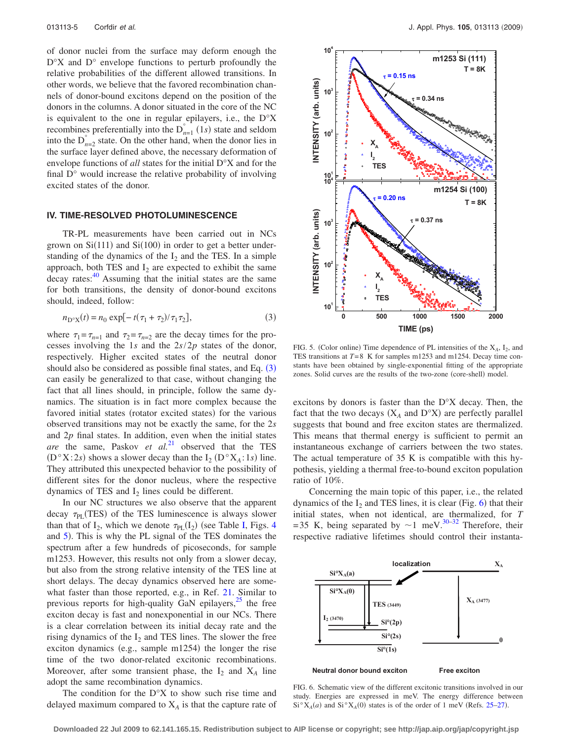of donor nuclei from the surface may deform enough the D°X and D° envelope functions to perturb profoundly the relative probabilities of the different allowed transitions. In other words, we believe that the favored recombination channels of donor-bound excitons depend on the position of the donors in the columns. A donor situated in the core of the NC is equivalent to the one in regular epilayers, i.e., the D°X recombines preferentially into the $D^{\circ}_{n=1}$ $(1s)$ state and seldom into the $D^{\circ}_{n=2}$ state. On the other hand, when the donor lies in the surface layer defined above, the necessary deformation of envelope functions of *all* states for the initial D°X and for the final D° would increase the relative probability of involving excited states of the donor.

## IV. TIME-RESOLVED PHOTOLUMINESCENCE

TR-PL measurements have been carried out in NCs grown on Si(111) and Si(100) in order to get a better understanding of the dynamics of the $I_2$ and the TES. In a simple approach, both TES and $I_2$ are expected to exhibit the same decay rates:[40] Assuming that the initial states are the same for both transitions, the density of donor-bound excitons should, indeed, follow:

$$n_{D^{\circ}X}(t) = n_0 \exp[-t(\tau_1 + \tau_2)/\tau_1\tau_2], \tag{3}$$

where $\tau_1 = \tau_{n=1}$ and $\tau_2 = \tau_{n=2}$ are the decay times for the processes involving the $1s$ and the $2s/2p$ states of the donor, respectively. Higher excited states of the neutral donor should also be considered as possible final states, and Eq. (3) can easily be generalized to that case, without changing the fact that all lines should, in principle, follow the same dynamics. The situation is in fact more complex because the favored initial states (rotator excited states) for the various observed transitions may not be exactly the same, for the $2s$ and $2p$ final states. In addition, even when the initial states *are* the same, Paskov *et al.*[21] observed that the TES $(D^{\circ}X:2s)$ shows a slower decay than the $I_2$ $(D^{\circ}X_A:1s)$ line. They attributed this unexpected behavior to the possibility of different sites for the donor nucleus, where the respective dynamics of TES and $I_2$ lines could be different.

In our NC structures we also observe that the apparent decay $\tau_{PL}$(TES) of the TES luminescence is always slower than that of $I_2$, which we denote $\tau_{PL}(I_2)$ (see Table I, Figs. 4 and 5). This is why the PL signal of the TES dominates the spectrum after a few hundreds of picoseconds, for sample m1253. However, this results not only from a slower decay, but also from the strong relative intensity of the TES line at short delays. The decay dynamics observed here are somewhat faster than those reported, e.g., in Ref. 21. Similar to previous reports for high-quality GaN epilayers,[25] the free exciton decay is fast and nonexponential in our NCs. There is a clear correlation between its initial decay rate and the rising dynamics of the $I_2$ and TES lines. The slower the free exciton dynamics (e.g., sample m1254) the longer the rise time of the two donor-related excitonic recombinations. Moreover, after some transient phase, the $I_2$ and $X_A$ line adopt the same recombination dynamics.

The condition for the D°X to show such rise time and delayed maximum compared to $X_A$ is that the capture rate of excitons by donors is faster than the D°X decay. Then, the fact that the two decays ($X_A$ and D°X) are perfectly parallel suggests that bound and free exciton states are thermalized. This means that thermal energy is sufficient to permit an instantaneous exchange of carriers between the two states. The actual temperature of 35 K is compatible with this hypothesis, yielding a thermal free-to-bound exciton population ratio of 10%.

Concerning the main topic of this paper, i.e., the related dynamics of the $I_2$ and TES lines, it is clear (Fig. 6) that their initial states, when not identical, are thermalized, for $T=35$ K, being separated by ~1 meV.[30–32] Therefore, their respective radiative lifetimes should control their instanta-

FIG. 5. (Color online) Time dependence of PL intensities of the $X_A$, $I_2$, and TES transitions at $T=8$ K for samples m1253 and m1254. Decay time constants have been obtained by single-exponential fitting of the appropriate zones. Solid curves are the results of the two-zone (core-shell) model.

FIG. 6. Schematic view of the different excitonic transitions involved in our study. Energies are expressed in meV. The energy difference between $Si^{\circ}X_A(a)$ and $Si^{\circ}X_A(0)$ states is of the order of 1 meV (Refs. 25–27).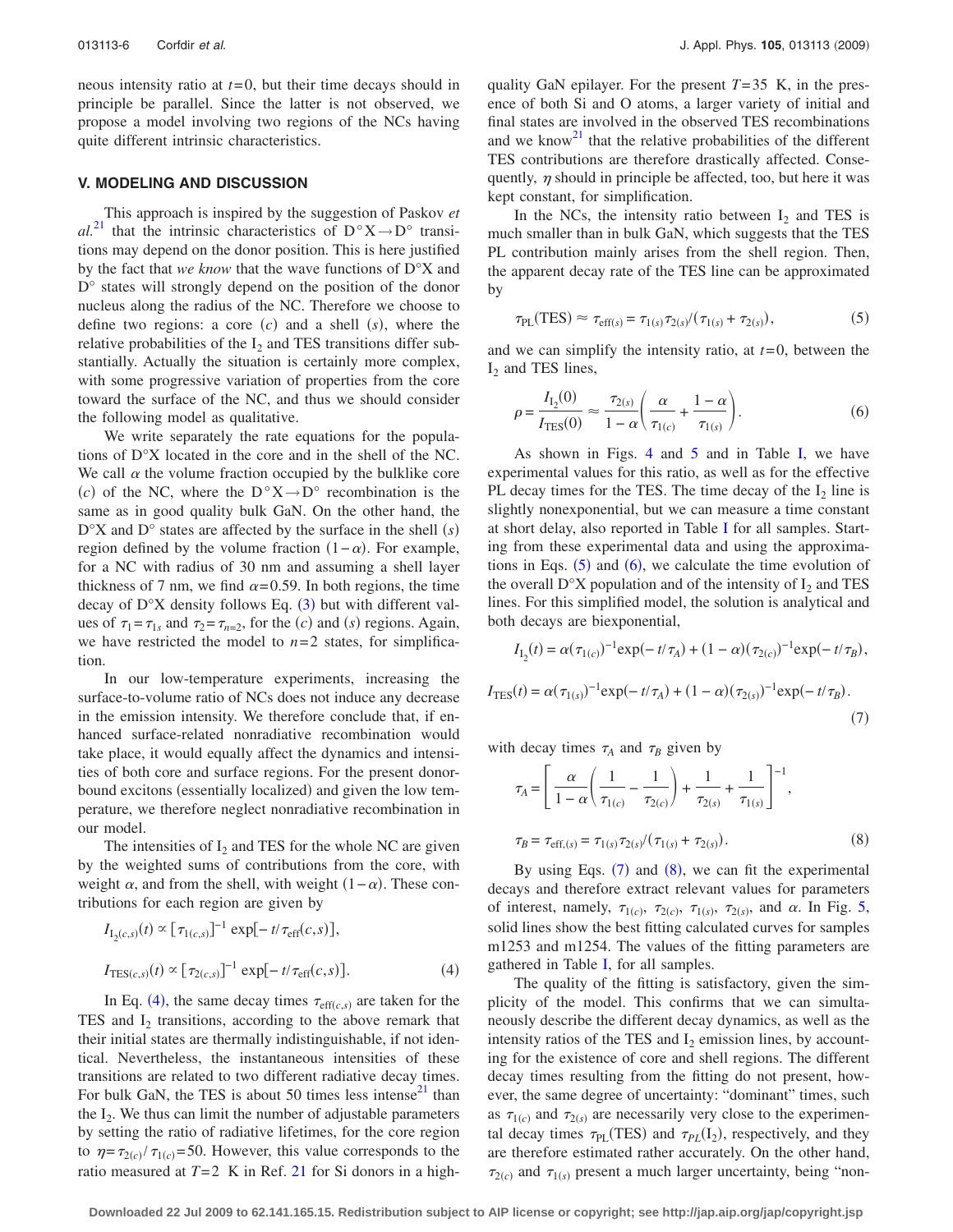neous intensity ratio at $t=0$, but their time decays should in principle be parallel. Since the latter is not observed, we propose a model involving two regions of the NCs having quite different intrinsic characteristics.

## V. MODELING AND DISCUSSION

This approach is inspired by the suggestion of Paskov *et al.*[21] that the intrinsic characteristics of $D^\circ X \rightarrow D^\circ$ transitions may depend on the donor position. This is here justified by the fact that *we know* that the wave functions of $D^\circ X$ and $D^\circ$ states will strongly depend on the position of the donor nucleus along the radius of the NC. Therefore we choose to define two regions: a core $(c)$ and a shell $(s)$, where the relative probabilities of the $I_2$ and TES transitions differ substantially. Actually the situation is certainly more complex, with some progressive variation of properties from the core toward the surface of the NC, and thus we should consider the following model as qualitative.

We write separately the rate equations for the populations of $D^\circ X$ located in the core and in the shell of the NC. We call $\alpha$ the volume fraction occupied by the bulklike core $(c)$ of the NC, where the $D^\circ X \rightarrow D^\circ$ recombination is the same as in good quality bulk GaN. On the other hand, the $D^\circ X$ and $D^\circ$ states are affected by the surface in the shell $(s)$ region defined by the volume fraction $(1-\alpha)$. For example, for a NC with radius of 30 nm and assuming a shell layer thickness of 7 nm, we find $\alpha=0.59$. In both regions, the time decay of $D^\circ X$ density follows Eq. (3) but with different values of $\tau_1=\tau_{1s}$ and $\tau_2=\tau_{n=2}$, for the $(c)$ and $(s)$ regions. Again, we have restricted the model to $n=2$ states, for simplification.

In our low-temperature experiments, increasing the surface-to-volume ratio of NCs does not induce any decrease in the emission intensity. We therefore conclude that, if enhanced surface-related nonradiative recombination would take place, it would equally affect the dynamics and intensities of both core and surface regions. For the present donor-bound excitons (essentially localized) and given the low temperature, we therefore neglect nonradiative recombination in our model.

The intensities of $I_2$ and TES for the whole NC are given by the weighted sums of contributions from the core, with weight $\alpha$, and from the shell, with weight $(1-\alpha)$. These contributions for each region are given by

$$I_{I_2(c,s)}(t) \propto [\tau_{1(c,s)}]^{-1} \exp[-t/\tau_{\text{eff}}(c,s)],$$

$$I_{\text{TES}(c,s)}(t) \propto [\tau_{2(c,s)}]^{-1} \exp[-t/\tau_{\text{eff}}(c,s)]. \tag{4}$$

In Eq. (4), the same decay times $\tau_{\text{eff}(c,s)}$ are taken for the TES and $I_2$ transitions, according to the above remark that their initial states are thermally indistinguishable, if not identical. Nevertheless, the instantaneous intensities of these transitions are related to two different radiative decay times. For bulk GaN, the TES is about 50 times less intense[21] than the $I_2$. We thus can limit the number of adjustable parameters by setting the ratio of radiative lifetimes, for the core region to $\eta=\tau_{2(c)}/\tau_{1(c)}=50$. However, this value corresponds to the ratio measured at $T=2$ K in Ref. 21 for Si donors in a high-quality GaN epilayer. For the present $T=35$ K, in the presence of both Si and O atoms, a larger variety of initial and final states are involved in the observed TES recombinations and we know[21] that the relative probabilities of the different TES contributions are therefore drastically affected. Consequently, $\eta$ should in principle be affected, too, but here it was kept constant, for simplification.

In the NCs, the intensity ratio between $I_2$ and TES is much smaller than in bulk GaN, which suggests that the TES PL contribution mainly arises from the shell region. Then, the apparent decay rate of the TES line can be approximated by

$$\tau_{\text{PL}}(\text{TES}) \approx \tau_{\text{eff}(s)} = \tau_{1(s)}\tau_{2(s)}/(\tau_{1(s)}+\tau_{2(s)}), \tag{5}$$

and we can simplify the intensity ratio, at $t=0$, between the $I_2$ and TES lines,

$$\rho = \frac{I_{I_2}(0)}{I_{\text{TES}}(0)} \approx \frac{\tau_{2(s)}}{1-\alpha}\left(\frac{\alpha}{\tau_{1(c)}}+\frac{1-\alpha}{\tau_{1(s)}}\right). \tag{6}$$

As shown in Figs. 4 and 5 and in Table I, we have experimental values for this ratio, as well as for the effective PL decay times for the TES. The time decay of the $I_2$ line is slightly nonexponential, but we can measure a time constant at short delay, also reported in Table I for all samples. Starting from these experimental data and using the approximations in Eqs. (5) and (6), we calculate the time evolution of the overall $D^\circ X$ population and of the intensity of $I_2$ and TES lines. For this simplified model, the solution is analytical and both decays are biexponential,

$$I_{I_2}(t) = \alpha(\tau_{1(c)})^{-1}\exp(-t/\tau_A) + (1-\alpha)(\tau_{2(c)})^{-1}\exp(-t/\tau_B),$$

$$I_{\text{TES}}(t) = \alpha(\tau_{1(s)})^{-1}\exp(-t/\tau_A) + (1-\alpha)(\tau_{2(s)})^{-1}\exp(-t/\tau_B). \tag{7}$$

with decay times $\tau_A$ and $\tau_B$ given by

$$\tau_A = \left[\frac{\alpha}{1-\alpha}\left(\frac{1}{\tau_{1(c)}}-\frac{1}{\tau_{2(c)}}\right)+\frac{1}{\tau_{2(s)}}+\frac{1}{\tau_{1(s)}}\right]^{-1},$$

$$\tau_B = \tau_{\text{eff},(s)} = \tau_{1(s)}\tau_{2(s)}/(\tau_{1(s)}+\tau_{2(s)}). \tag{8}$$

By using Eqs. (7) and (8), we can fit the experimental decays and therefore extract relevant values for parameters of interest, namely, $\tau_{1(c)}$, $\tau_{2(c)}$, $\tau_{1(s)}$, $\tau_{2(s)}$, and $\alpha$. In Fig. 5, solid lines show the best fitting calculated curves for samples m1253 and m1254. The values of the fitting parameters are gathered in Table I, for all samples.

The quality of the fitting is satisfactory, given the simplicity of the model. This confirms that we can simultaneously describe the different decay dynamics, as well as the intensity ratios of the TES and $I_2$ emission lines, by accounting for the existence of core and shell regions. The different decay times resulting from the fitting do not present, however, the same degree of uncertainty: "dominant" times, such as $\tau_{1(c)}$ and $\tau_{2(s)}$ are necessarily very close to the experimental decay times $\tau_{\text{PL}}(\text{TES})$ and $\tau_{PL}(I_2)$, respectively, and they are therefore estimated rather accurately. On the other hand, $\tau_{2(c)}$ and $\tau_{1(s)}$ present a much larger uncertainty, being "non-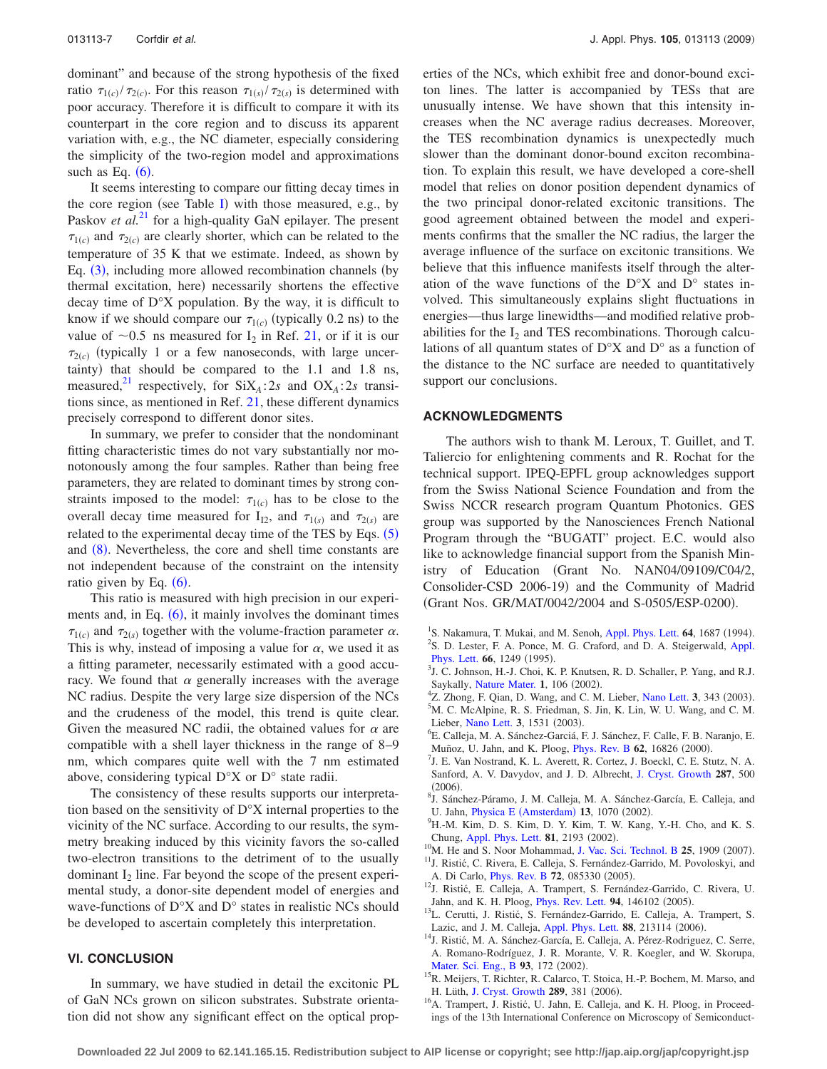dominant" and because of the strong hypothesis of the fixed ratio $\tau_{1(c)}/\tau_{2(c)}$. For this reason $\tau_{1(s)}/\tau_{2(s)}$ is determined with poor accuracy. Therefore it is difficult to compare it with its counterpart in the core region and to discuss its apparent variation with, e.g., the NC diameter, especially considering the simplicity of the two-region model and approximations such as Eq. (6).

It seems interesting to compare our fitting decay times in the core region (see Table I) with those measured, e.g., by Paskov *et al.*[21] for a high-quality GaN epilayer. The present $\tau_{1(c)}$ and $\tau_{2(c)}$ are clearly shorter, which can be related to the temperature of 35 K that we estimate. Indeed, as shown by Eq. (3), including more allowed recombination channels (by thermal excitation, here) necessarily shortens the effective decay time of D°X population. By the way, it is difficult to know if we should compare our $\tau_{1(c)}$ (typically 0.2 ns) to the value of $\sim$0.5 ns measured for $I_2$ in Ref. 21, or if it is our $\tau_{2(c)}$ (typically 1 or a few nanoseconds, with large uncertainty) that should be compared to the 1.1 and 1.8 ns, measured,[21] respectively, for $SiX_A:2s$ and $OX_A:2s$ transitions since, as mentioned in Ref. 21, these different dynamics precisely correspond to different donor sites.

In summary, we prefer to consider that the nondominant fitting characteristic times do not vary substantially nor monotonously among the four samples. Rather than being free parameters, they are related to dominant times by strong constraints imposed to the model: $\tau_{1(c)}$ has to be close to the overall decay time measured for $I_{I2}$, and $\tau_{1(s)}$ and $\tau_{2(s)}$ are related to the experimental decay time of the TES by Eqs. (5) and (8). Nevertheless, the core and shell time constants are not independent because of the constraint on the intensity ratio given by Eq. (6).

This ratio is measured with high precision in our experiments and, in Eq. (6), it mainly involves the dominant times $\tau_{1(c)}$ and $\tau_{2(s)}$ together with the volume-fraction parameter $\alpha$. This is why, instead of imposing a value for $\alpha$, we used it as a fitting parameter, necessarily estimated with a good accuracy. We found that $\alpha$ generally increases with the average NC radius. Despite the very large size dispersion of the NCs and the crudeness of the model, this trend is quite clear. Given the measured NC radii, the obtained values for $\alpha$ are compatible with a shell layer thickness in the range of 8–9 nm, which compares quite well with the 7 nm estimated above, considering typical D°X or D° state radii.

The consistency of these results supports our interpretation based on the sensitivity of D°X internal properties to the vicinity of the NC surface. According to our results, the symmetry breaking induced by this vicinity favors the so-called two-electron transitions to the detriment of to the usually dominant $I_2$ line. Far beyond the scope of the present experimental study, a donor-site dependent model of energies and wave-functions of D°X and D° states in realistic NCs should be developed to ascertain completely this interpretation.

## VI. CONCLUSION

In summary, we have studied in detail the excitonic PL of GaN NCs grown on silicon substrates. Substrate orientation did not show any significant effect on the optical properties of the NCs, which exhibit free and donor-bound exciton lines. The latter is accompanied by TESs that are unusually intense. We have shown that this intensity increases when the NC average radius decreases. Moreover, the TES recombination dynamics is unexpectedly much slower than the dominant donor-bound exciton recombination. To explain this result, we have developed a core-shell model that relies on donor position dependent dynamics of the two principal donor-related excitonic transitions. The good agreement obtained between the model and experiments confirms that the smaller the NC radius, the larger the average influence of the surface on excitonic transitions. We believe that this influence manifests itself through the alteration of the wave functions of the D°X and D° states involved. This simultaneously explains slight fluctuations in energies—thus large linewidths—and modified relative probabilities for the $I_2$ and TES recombinations. Thorough calculations of all quantum states of D°X and D° as a function of the distance to the NC surface are needed to quantitatively support our conclusions.

## ACKNOWLEDGMENTS

The authors wish to thank M. Leroux, T. Guillet, and T. Taliercio for enlightening comments and R. Rochat for the technical support. IPEQ-EPFL group acknowledges support from the Swiss National Science Foundation and from the Swiss NCCR research program Quantum Photonics. GES group was supported by the Nanosciences French National Program through the "BUGATI" project. E.C. would also like to acknowledge financial support from the Spanish Ministry of Education (Grant No. NAN04/09109/C04/2, Consolider-CSD 2006-19) and the Community of Madrid (Grant Nos. GR/MAT/0042/2004 and S-0505/ESP-0200).

[1] S. Nakamura, T. Mukai, and M. Senoh, Appl. Phys. Lett. **64**, 1687 (1994).

[2] S. D. Lester, F. A. Ponce, M. G. Craford, and D. A. Steigerwald, Appl. Phys. Lett. **66**, 1249 (1995).

[3] J. C. Johnson, H.-J. Choi, K. P. Knutsen, R. D. Schaller, P. Yang, and R.J. Saykally, Nature Mater. **1**, 106 (2002).

[4] Z. Zhong, F. Qian, D. Wang, and C. M. Lieber, Nano Lett. **3**, 343 (2003).

[5] M. C. McAlpine, R. S. Friedman, S. Jin, K. Lin, W. U. Wang, and C. M. Lieber, Nano Lett. **3**, 1531 (2003).

[6] E. Calleja, M. A. Sánchez-Garciá, F. J. Sánchez, F. Calle, F. B. Naranjo, E. Muñoz, U. Jahn, and K. Ploog, Phys. Rev. B **62**, 16826 (2000).

[7] J. E. Van Nostrand, K. L. Averett, R. Cortez, J. Boeckl, C. E. Stutz, N. A. Sanford, A. V. Davydov, and J. D. Albrecht, J. Cryst. Growth **287**, 500 (2006).

[8] J. Sánchez-Páramo, J. M. Calleja, M. A. Sánchez-García, E. Calleja, and U. Jahn, Physica E (Amsterdam) **13**, 1070 (2002).

[9] H.-M. Kim, D. S. Kim, D. Y. Kim, T. W. Kang, Y.-H. Cho, and K. S. Chung, Appl. Phys. Lett. **81**, 2193 (2002).

[10] M. He and S. Noor Mohammad, J. Vac. Sci. Technol. B **25**, 1909 (2007).

[11] J. Ristić, C. Rivera, E. Calleja, S. Fernández-Garrido, M. Povoloskyi, and A. Di Carlo, Phys. Rev. B **72**, 085330 (2005).

[12] J. Ristić, E. Calleja, A. Trampert, S. Fernández-Garrido, C. Rivera, U. Jahn, and K. H. Ploog, Phys. Rev. Lett. **94**, 146102 (2005).

[13] L. Cerutti, J. Ristić, S. Fernández-Garrido, E. Calleja, A. Trampert, S. Lazic, and J. M. Calleja, Appl. Phys. Lett. **88**, 213114 (2006).

[14] J. Ristić, M. A. Sánchez-García, E. Calleja, A. Pérez-Rodriguez, C. Serre, A. Romano-Rodríguez, J. R. Morante, V. R. Koegler, and W. Skorupa, Mater. Sci. Eng., B **93**, 172 (2002).

[15] R. Meijers, T. Richter, R. Calarco, T. Stoica, H.-P. Bochem, M. Marso, and H. Lüth, J. Cryst. Growth **289**, 381 (2006).

[16] A. Trampert, J. Ristić, U. Jahn, E. Calleja, and K. H. Ploog, in Proceedings of the 13th International Conference on Microscopy of Semiconduct-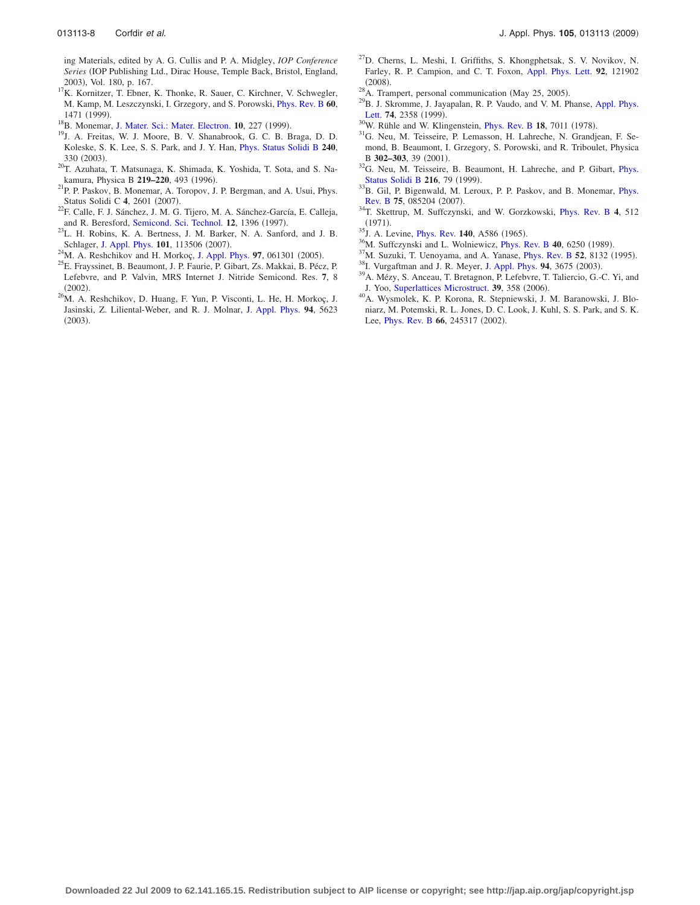ing Materials, edited by A. G. Cullis and P. A. Midgley, *IOP Conference Series* (IOP Publishing Ltd., Dirac House, Temple Back, Bristol, England, 2003), Vol. 180, p. 167.

[17]K. Kornitzer, T. Ebner, K. Thonke, R. Sauer, C. Kirchner, V. Schwegler, M. Kamp, M. Leszczynski, I. Grzegory, and S. Porowski, Phys. Rev. B **60**, 1471 (1999).

[18]B. Monemar, J. Mater. Sci.: Mater. Electron. **10**, 227 (1999).

[19]J. A. Freitas, W. J. Moore, B. V. Shanabrook, G. C. B. Braga, D. D. Koleske, S. K. Lee, S. S. Park, and J. Y. Han, Phys. Status Solidi B **240**, 330 (2003).

[20]T. Azuhata, T. Matsunaga, K. Shimada, K. Yoshida, T. Sota, and S. Nakamura, Physica B **219–220**, 493 (1996).

[21]P. P. Paskov, B. Monemar, A. Toropov, J. P. Bergman, and A. Usui, Phys. Status Solidi C **4**, 2601 (2007).

[22]F. Calle, F. J. Sánchez, J. M. G. Tijero, M. A. Sánchez-García, E. Calleja, and R. Beresford, Semicond. Sci. Technol. **12**, 1396 (1997).

[23]L. H. Robins, K. A. Bertness, J. M. Barker, N. A. Sanford, and J. B. Schlager, J. Appl. Phys. **101**, 113506 (2007).

[24]M. A. Reshchikov and H. Morkoç, J. Appl. Phys. **97**, 061301 (2005).

[25]E. Frayssinet, B. Beaumont, J. P. Faurie, P. Gibart, Zs. Makkai, B. Pécz, P. Lefebvre, and P. Valvin, MRS Internet J. Nitride Semicond. Res. **7**, 8 (2002).

[26]M. A. Reshchikov, D. Huang, F. Yun, P. Visconti, L. He, H. Morkoç, J. Jasinski, Z. Liliental-Weber, and R. J. Molnar, J. Appl. Phys. **94**, 5623 (2003).

[27]D. Cherns, L. Meshi, I. Griffiths, S. Khongphetsak, S. V. Novikov, N. Farley, R. P. Campion, and C. T. Foxon, Appl. Phys. Lett. **92**, 121902 (2008).

[28]A. Trampert, personal communication (May 25, 2005).

[29]B. J. Skromme, J. Jayapalan, R. P. Vaudo, and V. M. Phanse, Appl. Phys. Lett. **74**, 2358 (1999).

[30]W. Rühle and W. Klingenstein, Phys. Rev. B **18**, 7011 (1978).

[31]G. Neu, M. Teisseire, P. Lemasson, H. Lahreche, N. Grandjean, F. Semond, B. Beaumont, I. Grzegory, S. Porowski, and R. Triboulet, Physica B **302–303**, 39 (2001).

[32]G. Neu, M. Teisseire, B. Beaumont, H. Lahreche, and P. Gibart, Phys. Status Solidi B **216**, 79 (1999).

[33]B. Gil, P. Bigenwald, M. Leroux, P. P. Paskov, and B. Monemar, Phys. Rev. B **75**, 085204 (2007).

[34]T. Skettrup, M. Suffczynski, and W. Gorzkowski, Phys. Rev. B **4**, 512 (1971).

[35]J. A. Levine, Phys. Rev. **140**, A586 (1965).

[36]M. Suffczynski and L. Wolniewicz, Phys. Rev. B **40**, 6250 (1989).

[37]M. Suzuki, T. Uenoyama, and A. Yanase, Phys. Rev. B **52**, 8132 (1995).

[38]I. Vurgaftman and J. R. Meyer, J. Appl. Phys. **94**, 3675 (2003).

[39]A. Mézy, S. Anceau, T. Bretagnon, P. Lefebvre, T. Taliercio, G.-C. Yi, and J. Yoo, Superlattices Microstruct. **39**, 358 (2006).

[40]A. Wysmolek, K. P. Korona, R. Stepniewski, J. M. Baranowski, J. Błoniarz, M. Potemski, R. L. Jones, D. C. Look, J. Kuhl, S. S. Park, and S. K. Lee, Phys. Rev. B **66**, 245317 (2002).